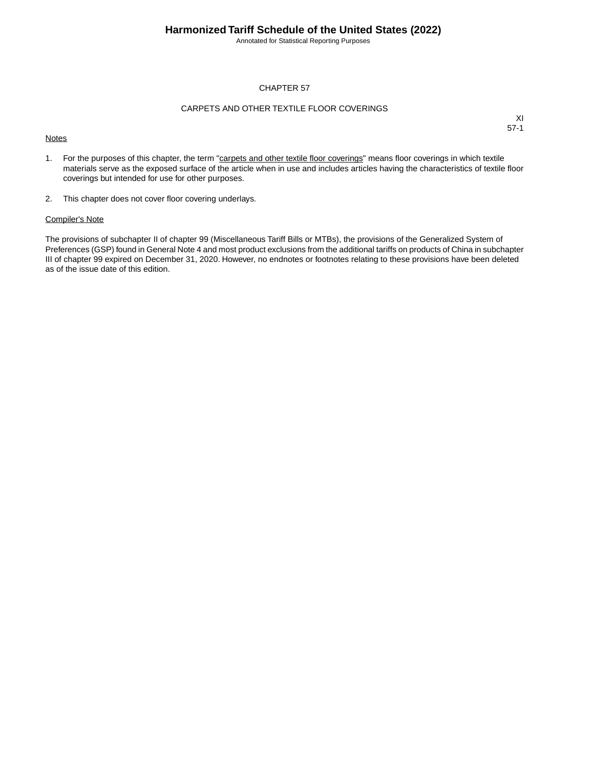# CHAPTER 57

## CARPETS AND OTHER TEXTILE FLOOR COVERINGS

XI
57-1

Notes

1. For the purposes of this chapter, the term "carpets and other textile floor coverings" means floor coverings in which textile materials serve as the exposed surface of the article when in use and includes articles having the characteristics of textile floor coverings but intended for use for other purposes.

2. This chapter does not cover floor covering underlays.

Compiler's Note

The provisions of subchapter II of chapter 99 (Miscellaneous Tariff Bills or MTBs), the provisions of the Generalized System of Preferences (GSP) found in General Note 4 and most product exclusions from the additional tariffs on products of China in subchapter III of chapter 99 expired on December 31, 2020. However, no endnotes or footnotes relating to these provisions have been deleted as of the issue date of this edition.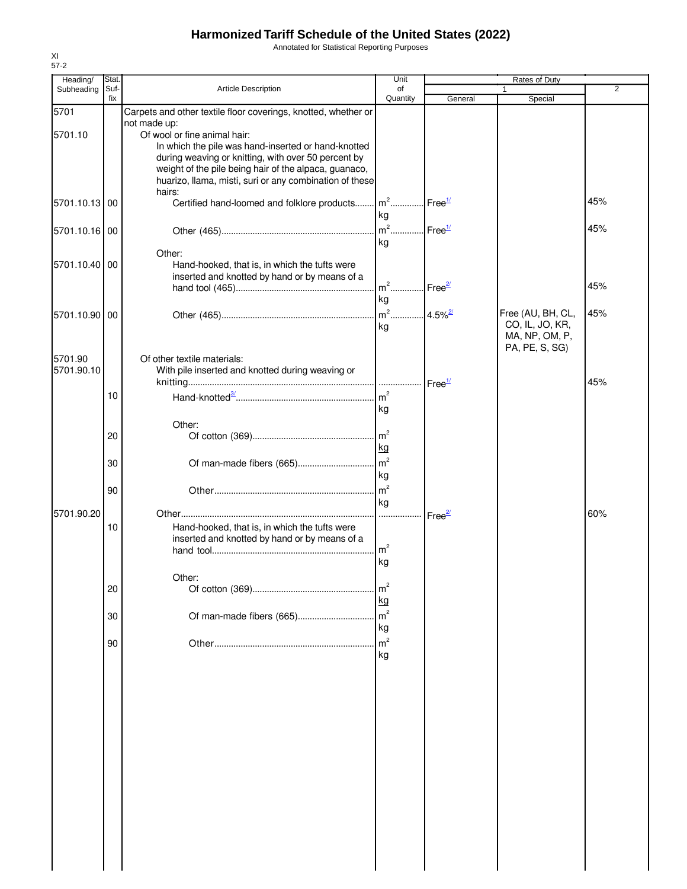# Harmonized Tariff Schedule of the United States (2022)

Annotated for Statistical Reporting Purposes

XI
57-2

| Heading/ Subheading | Stat. Suf- fix | Article Description | Unit of Quantity | Rates of Duty 1 General | Rates of Duty 1 Special | Rates of Duty 2 |
|---|---|---|---|---|---|---|
| 5701 | | Carpets and other textile floor coverings, knotted, whether or not made up: | | | | |
| 5701.10 | | Of wool or fine animal hair: | | | | |
| | | In which the pile was hand-inserted or hand-knotted during weaving or knitting, with over 50 percent by weight of the pile being hair of the alpaca, guanaco, huarizo, llama, misti, suri or any combination of these hairs: | | | | |
| 5701.10.13 | 00 | Certified hand-loomed and folklore products | m² kg | Free[1/] | | 45% |
| 5701.10.16 | 00 | Other (465) | m² kg | Free[1/] | | 45% |
| | | Other: | | | | |
| 5701.10.40 | 00 | Hand-hooked, that is, in which the tufts were inserted and knotted by hand or by means of a hand tool (465) | m² kg | Free[2/] | | 45% |
| 5701.10.90 | 00 | Other (465) | m² kg | 4.5%[2/] | Free (AU, BH, CL, CO, IL, JO, KR, MA, NP, OM, P, PA, PE, S, SG) | 45% |
| 5701.90 | | Of other textile materials: | | | | |
| 5701.90.10 | | With pile inserted and knotted during weaving or knitting | | Free[1/] | | 45% |
| | 10 | Hand-knotted[3/] | m² kg | | | |
| | | Other: | | | | |
| | 20 | Of cotton (369) | m² kg | | | |
| | 30 | Of man-made fibers (665) | m² kg | | | |
| | 90 | Other | m² kg | | | |
| 5701.90.20 | | Other | | Free[2/] | | 60% |
| | 10 | Hand-hooked, that is, in which the tufts were inserted and knotted by hand or by means of a hand tool | m² kg | | | |
| | | Other: | | | | |
| | 20 | Of cotton (369) | m² kg | | | |
| | 30 | Of man-made fibers (665) | m² kg | | | |
| | 90 | Other | m² kg | | | |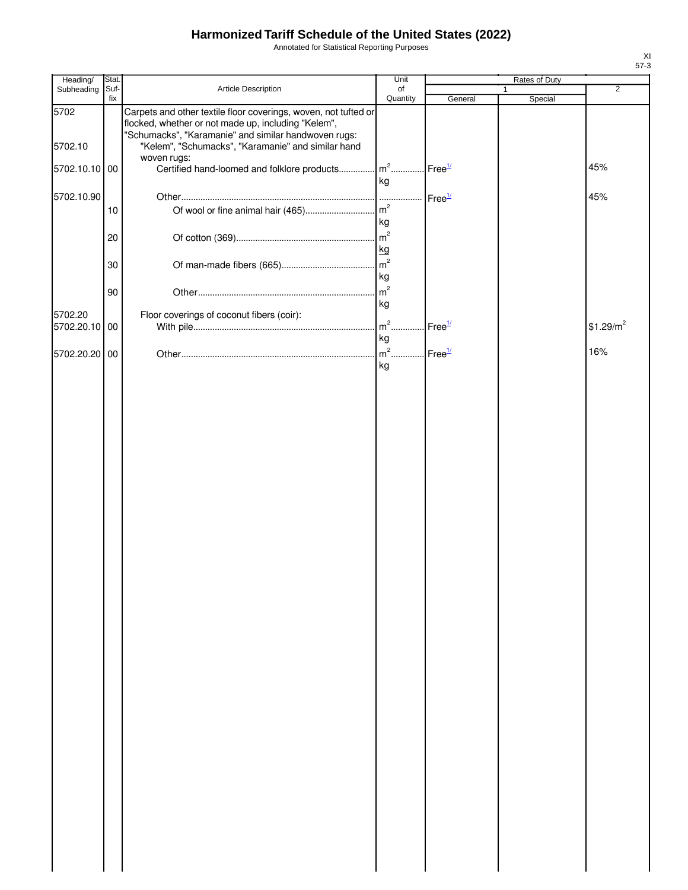# Harmonized Tariff Schedule of the United States (2022)

Annotated for Statistical Reporting Purposes

XI
57-3

| Heading/ Subheading | Stat. Suf- fix | Article Description | Unit of Quantity | Rates of Duty 1 General | Special | 2 |
|---|---|---|---|---|---|---|
| 5702 | | Carpets and other textile floor coverings, woven, not tufted or flocked, whether or not made up, including "Kelem", "Schumacks", "Karamanie" and similar handwoven rugs: | | | | |
| 5702.10 | | "Kelem", "Schumacks", "Karamanie" and similar hand woven rugs: | | | | |
| 5702.10.10 | 00 | Certified hand-loomed and folklore products | $m^2$ kg | Free[1/] | | 45% |
| 5702.10.90 | | Other | | Free[1/] | | 45% |
| | 10 | Of wool or fine animal hair (465) | $m^2$ kg | | | |
| | 20 | Of cotton (369) | $m^2$ kg | | | |
| | 30 | Of man-made fibers (665) | $m^2$ kg | | | |
| | 90 | Other | $m^2$ kg | | | |
| 5702.20 | | Floor coverings of coconut fibers (coir): | | | | |
| 5702.20.10 | 00 | With pile | $m^2$ kg | Free[1/] | | $1.29/$m^2$ |
| 5702.20.20 | 00 | Other | $m^2$ kg | Free[1/] | | 16% |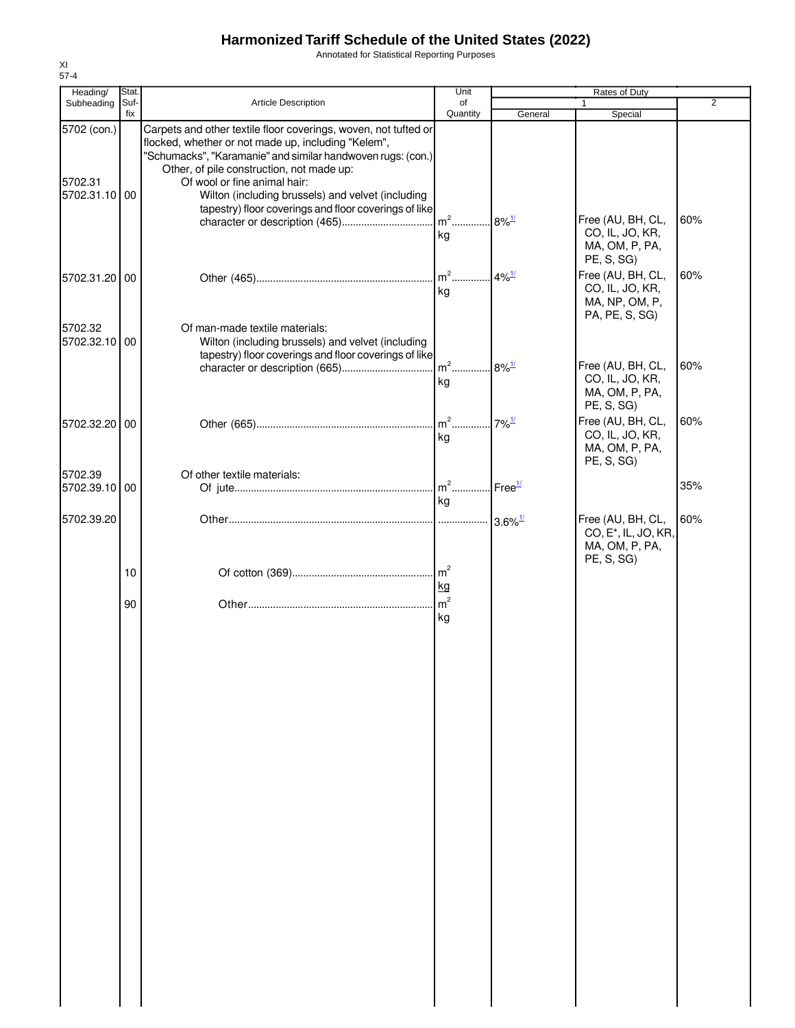# Harmonized Tariff Schedule of the United States (2022)

Annotated for Statistical Reporting Purposes

XI
57-4

| Heading/ Subheading | Stat. Suf- fix | Article Description | Unit of Quantity | Rates of Duty 1 General | Rates of Duty 1 Special | Rates of Duty 2 |
|---|---|---|---|---|---|---|
| 5702 (con.) | | Carpets and other textile floor coverings, woven, not tufted or flocked, whether or not made up, including "Kelem", "Schumacks", "Karamanie" and similar handwoven rugs: (con.) | | | | |
| | | Other, of pile construction, not made up: | | | | |
| 5702.31 | | Of wool or fine animal hair: | | | | |
| 5702.31.10 | 00 | Wilton (including brussels) and velvet (including tapestry) floor coverings and floor coverings of like character or description (465) | m[2] kg | 8%[1/] | Free (AU, BH, CL, CO, IL, JO, KR, MA, OM, P, PA, PE, S, SG) | 60% |
| 5702.31.20 | 00 | Other (465) | m[2] kg | 4%[1/] | Free (AU, BH, CL, CO, IL, JO, KR, MA, NP, OM, P, PA, PE, S, SG) | 60% |
| 5702.32 | | Of man-made textile materials: | | | | |
| 5702.32.10 | 00 | Wilton (including brussels) and velvet (including tapestry) floor coverings and floor coverings of like character or description (665) | m[2] kg | 8%[1/] | Free (AU, BH, CL, CO, IL, JO, KR, MA, OM, P, PA, PE, S, SG) | 60% |
| 5702.32.20 | 00 | Other (665) | m[2] kg | 7%[1/] | Free (AU, BH, CL, CO, IL, JO, KR, MA, OM, P, PA, PE, S, SG) | 60% |
| 5702.39 | | Of other textile materials: | | | | |
| 5702.39.10 | 00 | Of jute | m[2] kg | Free[1/] | | 35% |
| 5702.39.20 | | Other | | 3.6%[1/] | Free (AU, BH, CL, CO, E*, IL, JO, KR, MA, OM, P, PA, PE, S, SG) | 60% |
| | 10 | Of cotton (369) | m[2] kg | | | |
| | 90 | Other | m[2] kg | | | |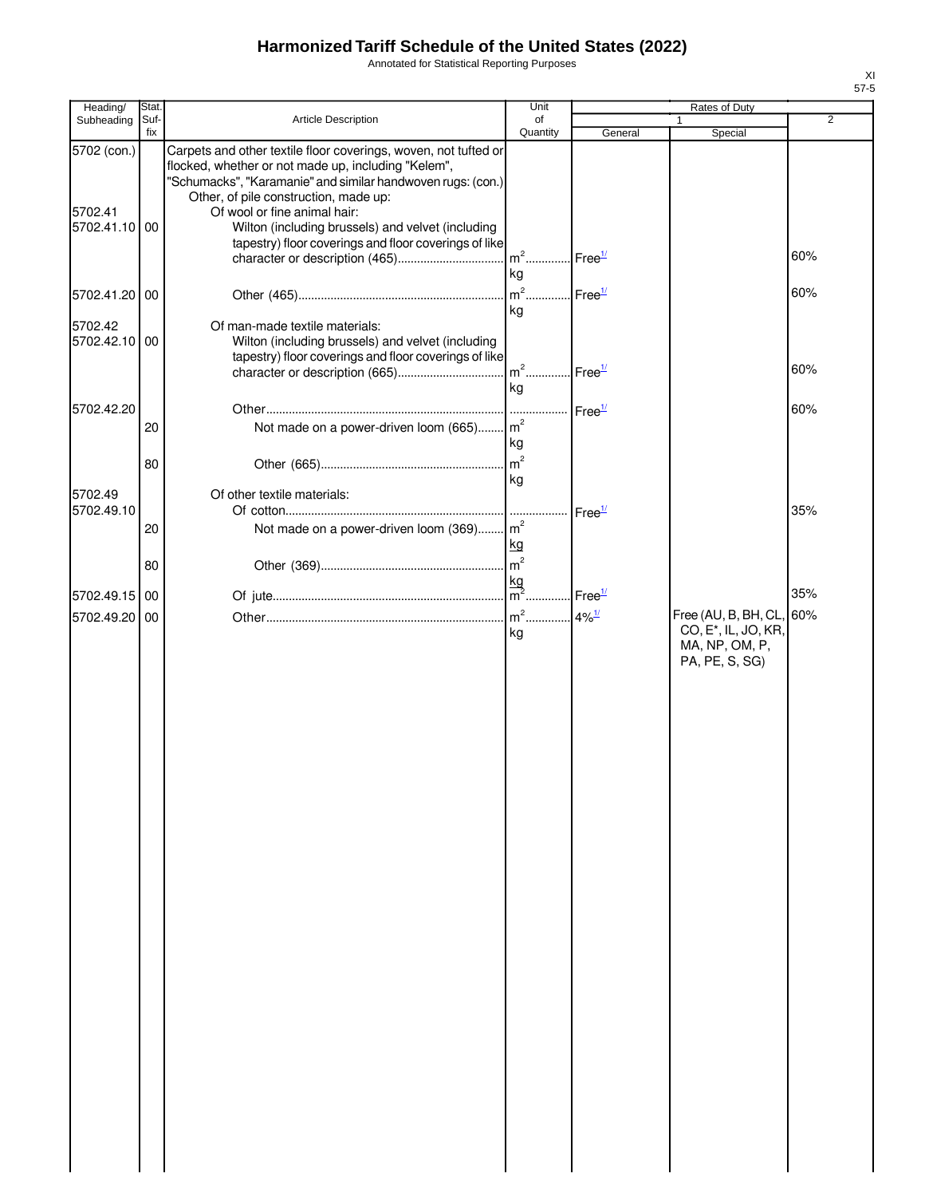# Harmonized Tariff Schedule of the United States (2022)

Annotated for Statistical Reporting Purposes

XI
57-5

| Heading/ Subheading | Stat. Suf- fix | Article Description | Unit of Quantity | Rates of Duty 1 General | Special | 2 |
|---|---|---|---|---|---|---|
| 5702 (con.) | | Carpets and other textile floor coverings, woven, not tufted or flocked, whether or not made up, including "Kelem", "Schumacks", "Karamanie" and similar handwoven rugs: (con.) | | | | |
| | | Other, of pile construction, made up: | | | | |
| 5702.41 | | Of wool or fine animal hair: | | | | |
| 5702.41.10 | 00 | Wilton (including brussels) and velvet (including tapestry) floor coverings and floor coverings of like character or description (465) | m² kg | Free[1/] | | 60% |
| 5702.41.20 | 00 | Other (465) | m² kg | Free[1/] | | 60% |
| 5702.42 | | Of man-made textile materials: | | | | |
| 5702.42.10 | 00 | Wilton (including brussels) and velvet (including tapestry) floor coverings and floor coverings of like character or description (665) | m² kg | Free[1/] | | 60% |
| 5702.42.20 | | Other | | Free[1/] | | 60% |
| | 20 | Not made on a power-driven loom (665) | m² kg | | | |
| | 80 | Other (665) | m² kg | | | |
| 5702.49 | | Of other textile materials: | | | | |
| 5702.49.10 | | Of cotton | | Free[1/] | | 35% |
| | 20 | Not made on a power-driven loom (369) | m² kg | | | |
| | 80 | Other (369) | m² kg | | | |
| 5702.49.15 | 00 | Of jute | m² | Free[1/] | | 35% |
| 5702.49.20 | 00 | Other | m² kg | 4%[1/] | Free (AU, B, BH, CL, CO, E*, IL, JO, KR, MA, NP, OM, P, PA, PE, S, SG) | 60% |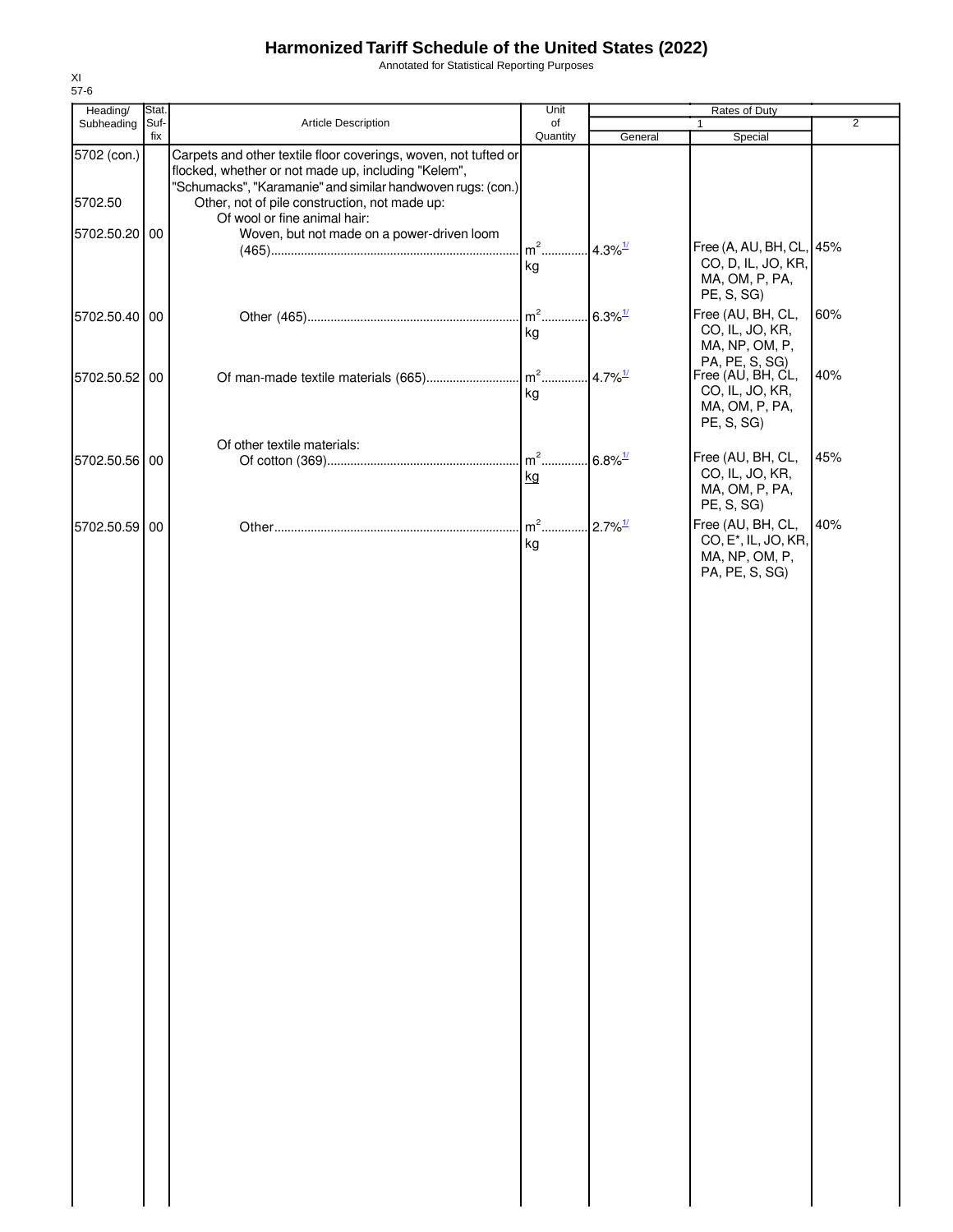# Harmonized Tariff Schedule of the United States (2022)

Annotated for Statistical Reporting Purposes

XI
57-6

| Heading/ Subheading | Stat. Suf- fix | Article Description | Unit of Quantity | Rates of Duty 1 General | Special | 2 |
|---|---|---|---|---|---|---|
| 5702 (con.) | | Carpets and other textile floor coverings, woven, not tufted or flocked, whether or not made up, including "Kelem", "Schumacks", "Karamanie" and similar handwoven rugs: (con.) | | | | |
| 5702.50 | | Other, not of pile construction, not made up: | | | | |
| | | Of wool or fine animal hair: | | | | |
| 5702.50.20 | 00 | Woven, but not made on a power-driven loom (465) | $m^2$ kg | 4.3%[1/] | Free (A, AU, BH, CL, CO, D, IL, JO, KR, MA, OM, P, PA, PE, S, SG) | 45% |
| 5702.50.40 | 00 | Other (465) | $m^2$ kg | 6.3%[1/] | Free (AU, BH, CL, CO, IL, JO, KR, MA, NP, OM, P, PA, PE, S, SG) | 60% |
| 5702.50.52 | 00 | Of man-made textile materials (665) | $m^2$ kg | 4.7%[1/] | Free (AU, BH, CL, CO, IL, JO, KR, MA, OM, P, PA, PE, S, SG) | 40% |
| | | Of other textile materials: | | | | |
| 5702.50.56 | 00 | Of cotton (369) | $m^2$ kg | 6.8%[1/] | Free (AU, BH, CL, CO, IL, JO, KR, MA, OM, P, PA, PE, S, SG) | 45% |
| 5702.50.59 | 00 | Other | $m^2$ kg | 2.7%[1/] | Free (AU, BH, CL, CO, E*, IL, JO, KR, MA, NP, OM, P, PA, PE, S, SG) | 40% |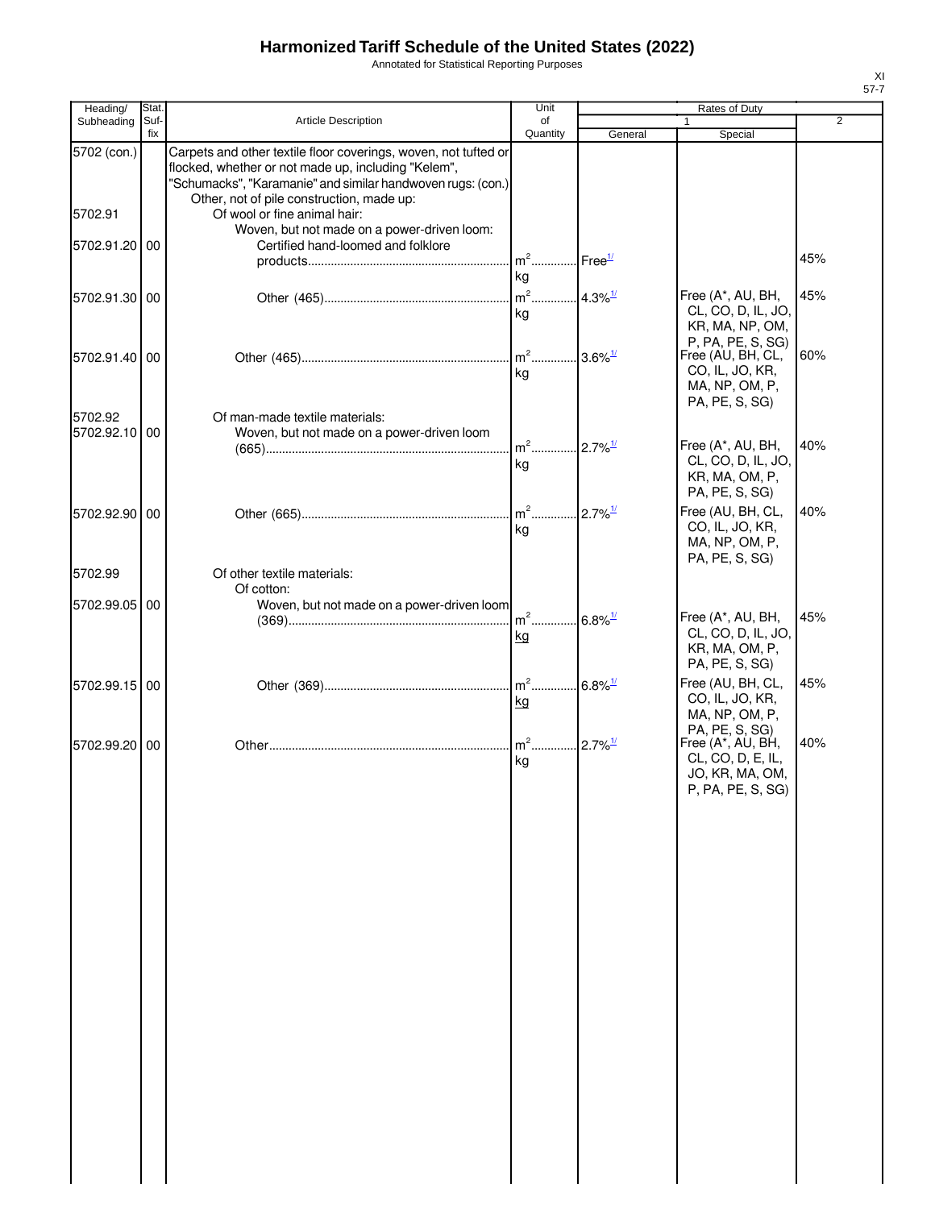# Harmonized Tariff Schedule of the United States (2022)

Annotated for Statistical Reporting Purposes

| Heading/ Subheading | Stat. Suf- fix | Article Description | Unit of Quantity | Rates of Duty 1 General | Special | 2 |
|---|---|---|---|---|---|---|
| 5702 (con.) | | Carpets and other textile floor coverings, woven, not tufted or flocked, whether or not made up, including "Kelem", "Schumacks", "Karamanie" and similar handwoven rugs: (con.) | | | | |
| | | Other, not of pile construction, made up: | | | | |
| 5702.91 | | Of wool or fine animal hair: | | | | |
| | | Woven, but not made on a power-driven loom: | | | | |
| 5702.91.20 | 00 | Certified hand-loomed and folklore products | $m^2$ kg | Free[1/] | | 45% |
| 5702.91.30 | 00 | Other (465) | $m^2$ kg | 4.3%[1/] | Free (A*, AU, BH, CL, CO, D, IL, JO, KR, MA, NP, OM, P, PA, PE, S, SG) | 45% |
| 5702.91.40 | 00 | Other (465) | $m^2$ kg | 3.6%[1/] | Free (AU, BH, CL, CO, IL, JO, KR, MA, NP, OM, P, PA, PE, S, SG) | 60% |
| 5702.92 | | Of man-made textile materials: | | | | |
| 5702.92.10 | 00 | Woven, but not made on a power-driven loom (665) | $m^2$ kg | 2.7%[1/] | Free (A*, AU, BH, CL, CO, D, IL, JO, KR, MA, OM, P, PA, PE, S, SG) | 40% |
| 5702.92.90 | 00 | Other (665) | $m^2$ kg | 2.7%[1/] | Free (AU, BH, CL, CO, IL, JO, KR, MA, NP, OM, P, PA, PE, S, SG) | 40% |
| 5702.99 | | Of other textile materials: | | | | |
| | | Of cotton: | | | | |
| 5702.99.05 | 00 | Woven, but not made on a power-driven loom (369) | $m^2$ kg | 6.8%[1/] | Free (A*, AU, BH, CL, CO, D, IL, JO, KR, MA, OM, P, PA, PE, S, SG) | 45% |
| 5702.99.15 | 00 | Other (369) | $m^2$ kg | 6.8%[1/] | Free (AU, BH, CL, CO, IL, JO, KR, MA, NP, OM, P, PA, PE, S, SG) | 45% |
| 5702.99.20 | 00 | Other | $m^2$ kg | 2.7%[1/] | Free (A*, AU, BH, CL, CO, D, E, IL, JO, KR, MA, OM, P, PA, PE, S, SG) | 40% |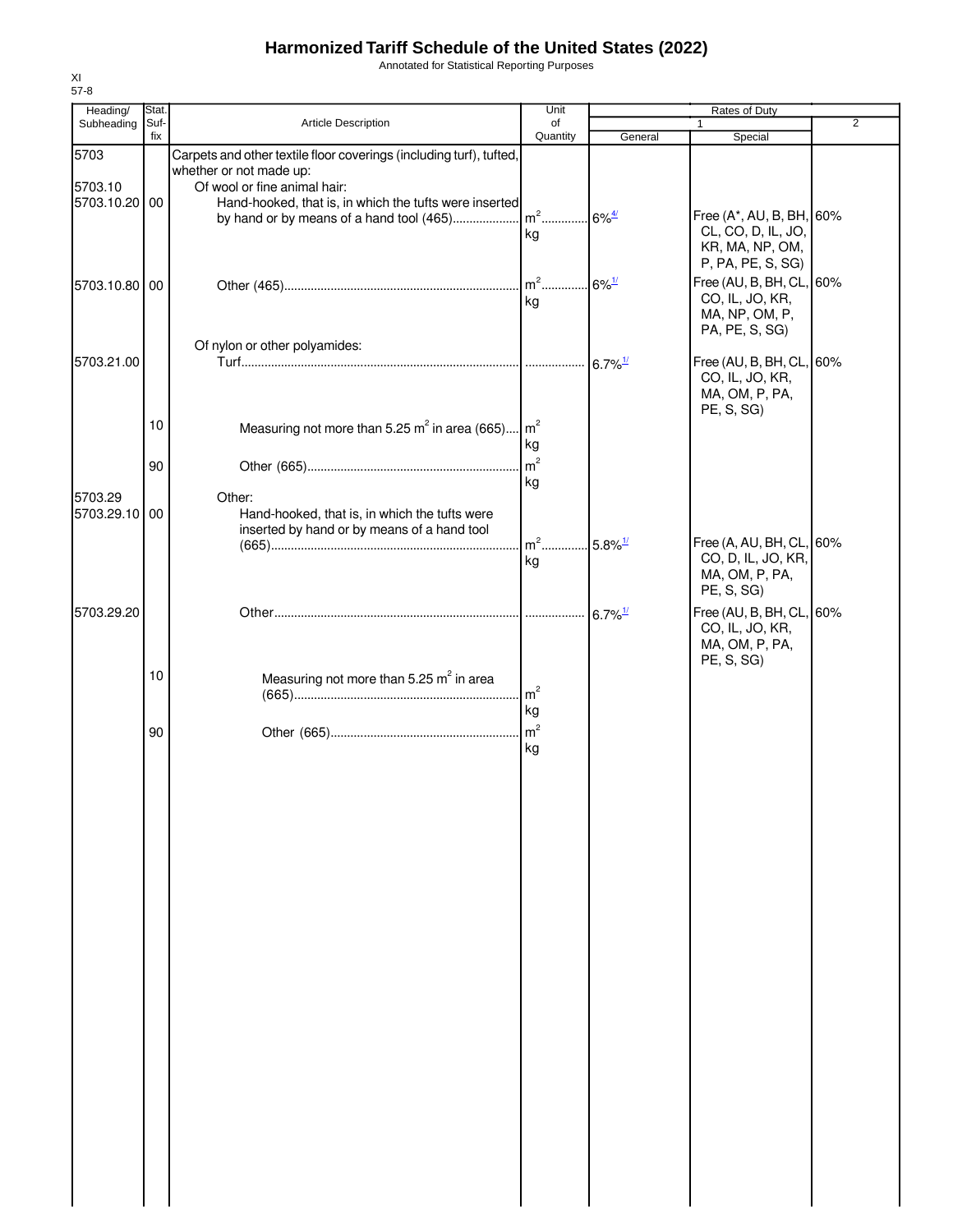# Harmonized Tariff Schedule of the United States (2022)

Annotated for Statistical Reporting Purposes

XI
57-8

| Heading/ Subheading | Stat. Suf- fix | Article Description | Unit of Quantity | Rates of Duty 1 General | Special | 2 |
|---|---|---|---|---|---|---|
| 5703 | | Carpets and other textile floor coverings (including turf), tufted, whether or not made up: | | | | |
| 5703.10 | | Of wool or fine animal hair: | | | | |
| 5703.10.20 | 00 | Hand-hooked, that is, in which the tufts were inserted by hand or by means of a hand tool (465) | $m^2$ kg | 6%[4/] | Free (A*, AU, B, BH, CL, CO, D, IL, JO, KR, MA, NP, OM, P, PA, PE, S, SG) | 60% |
| 5703.10.80 | 00 | Other (465) | $m^2$ kg | 6%[1/] | Free (AU, B, BH, CL, CO, IL, JO, KR, MA, NP, OM, P, PA, PE, S, SG) | 60% |
| | | Of nylon or other polyamides: | | | | |
| 5703.21.00 | | Turf | | 6.7%[1/] | Free (AU, B, BH, CL, CO, IL, JO, KR, MA, OM, P, PA, PE, S, SG) | 60% |
| | 10 | Measuring not more than 5.25 $m^2$ in area (665) | $m^2$ kg | | | |
| | 90 | Other (665) | $m^2$ kg | | | |
| 5703.29 | | Other: | | | | |
| 5703.29.10 | 00 | Hand-hooked, that is, in which the tufts were inserted by hand or by means of a hand tool (665) | $m^2$ kg | 5.8%[1/] | Free (A, AU, BH, CL, CO, D, IL, JO, KR, MA, OM, P, PA, PE, S, SG) | 60% |
| 5703.29.20 | | Other | | 6.7%[1/] | Free (AU, B, BH, CL, CO, IL, JO, KR, MA, OM, P, PA, PE, S, SG) | 60% |
| | 10 | Measuring not more than 5.25 $m^2$ in area (665) | $m^2$ kg | | | |
| | 90 | Other (665) | $m^2$ kg | | | |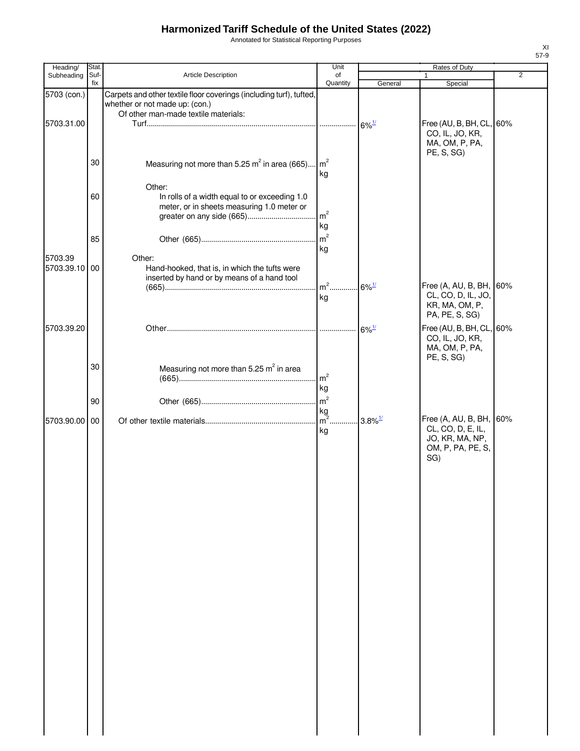# Harmonized Tariff Schedule of the United States (2022)

Annotated for Statistical Reporting Purposes

| Heading/ Subheading | Stat. Suf-fix | Article Description | Unit of Quantity | Rates of Duty 1 General | Rates of Duty 1 Special | Rates of Duty 2 |
|---|---|---|---|---|---|---|
| 5703 (con.) | | Carpets and other textile floor coverings (including turf), tufted, whether or not made up: (con.) | | | | |
| | | Of other man-made textile materials: | | | | |
| 5703.31.00 | | Turf | | 6%[1/] | Free (AU, B, BH, CL, CO, IL, JO, KR, MA, OM, P, PA, PE, S, SG) | 60% |
| | 30 | Measuring not more than 5.25 $m^2$ in area (665) | $m^2$ kg | | | |
| | | Other: | | | | |
| | 60 | In rolls of a width equal to or exceeding 1.0 meter, or in sheets measuring 1.0 meter or greater on any side (665) | $m^2$ kg | | | |
| | 85 | Other (665) | $m^2$ kg | | | |
| 5703.39 | | Other: | | | | |
| 5703.39.10 | 00 | Hand-hooked, that is, in which the tufts were inserted by hand or by means of a hand tool (665) | $m^2$ kg | 6%[1/] | Free (A, AU, B, BH, CL, CO, D, IL, JO, KR, MA, OM, P, PA, PE, S, SG) | 60% |
| 5703.39.20 | | Other | | 6%[1/] | Free (AU, B, BH, CL, CO, IL, JO, KR, MA, OM, P, PA, PE, S, SG) | 60% |
| | 30 | Measuring not more than 5.25 $m^2$ in area (665) | $m^2$ kg | | | |
| | 90 | Other (665) | $m^2$ kg | | | |
| 5703.90.00 | 00 | Of other textile materials | $m^2$ kg | 3.8%[1/] | Free (A, AU, B, BH, CL, CO, D, E, IL, JO, KR, MA, NP, OM, P, PA, PE, S, SG) | 60% |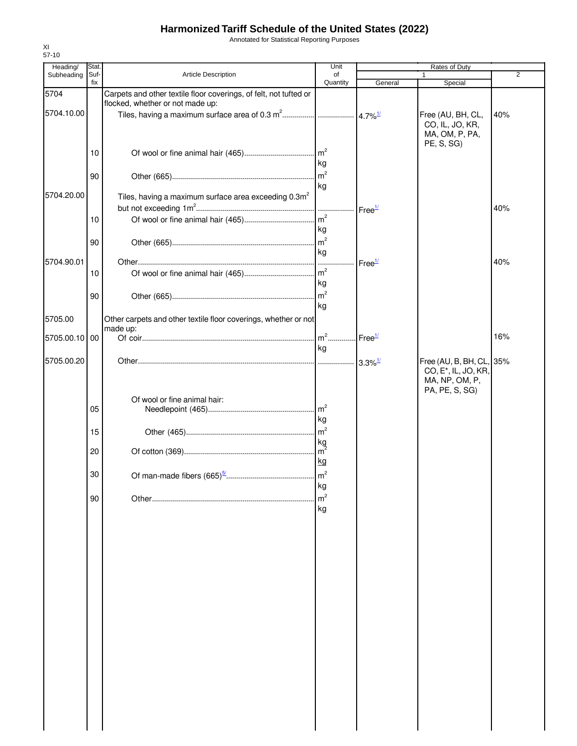# Harmonized Tariff Schedule of the United States (2022)

Annotated for Statistical Reporting Purposes

XI
57-10

| Heading/ Subheading | Stat. Suf-fix | Article Description | Unit of Quantity | Rates of Duty 1 General | Special | 2 |
|---|---|---|---|---|---|---|
| 5704 | | Carpets and other textile floor coverings, of felt, not tufted or flocked, whether or not made up: | | | | |
| 5704.10.00 | | Tiles, having a maximum surface area of 0.3 m$^2$ | | 4.7%[1/] | Free (AU, BH, CL, CO, IL, JO, KR, MA, OM, P, PA, PE, S, SG) | 40% |
| | 10 | Of wool or fine animal hair (465) | m$^2$ kg | | | |
| | 90 | Other (665) | m$^2$ kg | | | |
| 5704.20.00 | | Tiles, having a maximum surface area exceeding 0.3m$^2$ but not exceeding 1m$^2$ | | Free[1/] | | 40% |
| | 10 | Of wool or fine animal hair (465) | m$^2$ kg | | | |
| | 90 | Other (665) | m$^2$ kg | | | |
| 5704.90.01 | | Other | | Free[1/] | | 40% |
| | 10 | Of wool or fine animal hair (465) | m$^2$ kg | | | |
| | 90 | Other (665) | m$^2$ kg | | | |
| 5705.00 | | Other carpets and other textile floor coverings, whether or not made up: | | | | |
| 5705.00.10 | 00 | Of coir | m$^2$ kg | Free[1/] | | 16% |
| 5705.00.20 | | Other | | 3.3%[1/] | Free (AU, B, BH, CL, CO, E*, IL, JO, KR, MA, NP, OM, P, PA, PE, S, SG) | 35% |
| | | Of wool or fine animal hair: | | | | |
| | 05 | Needlepoint (465) | m$^2$ kg | | | |
| | 15 | Other (465) | m$^2$ kg | | | |
| | 20 | Of cotton (369) | m$^2$ kg | | | |
| | 30 | Of man-made fibers (665)[5/] | m$^2$ kg | | | |
| | 90 | Other | m$^2$ kg | | | |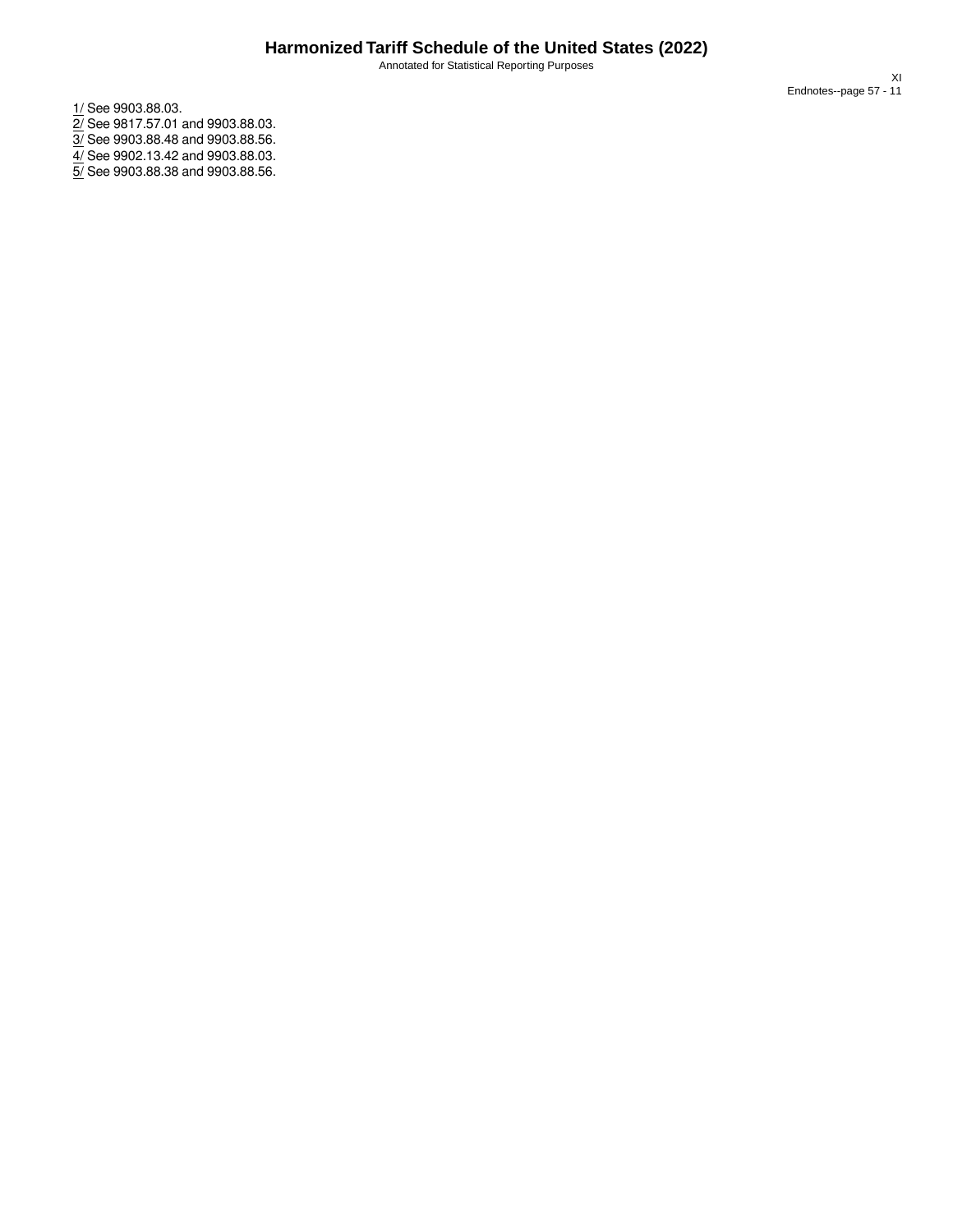1/ See 9903.88.03.
2/ See 9817.57.01 and 9903.88.03.
3/ See 9903.88.48 and 9903.88.56.
4/ See 9902.13.42 and 9903.88.03.
5/ See 9903.88.38 and 9903.88.56.